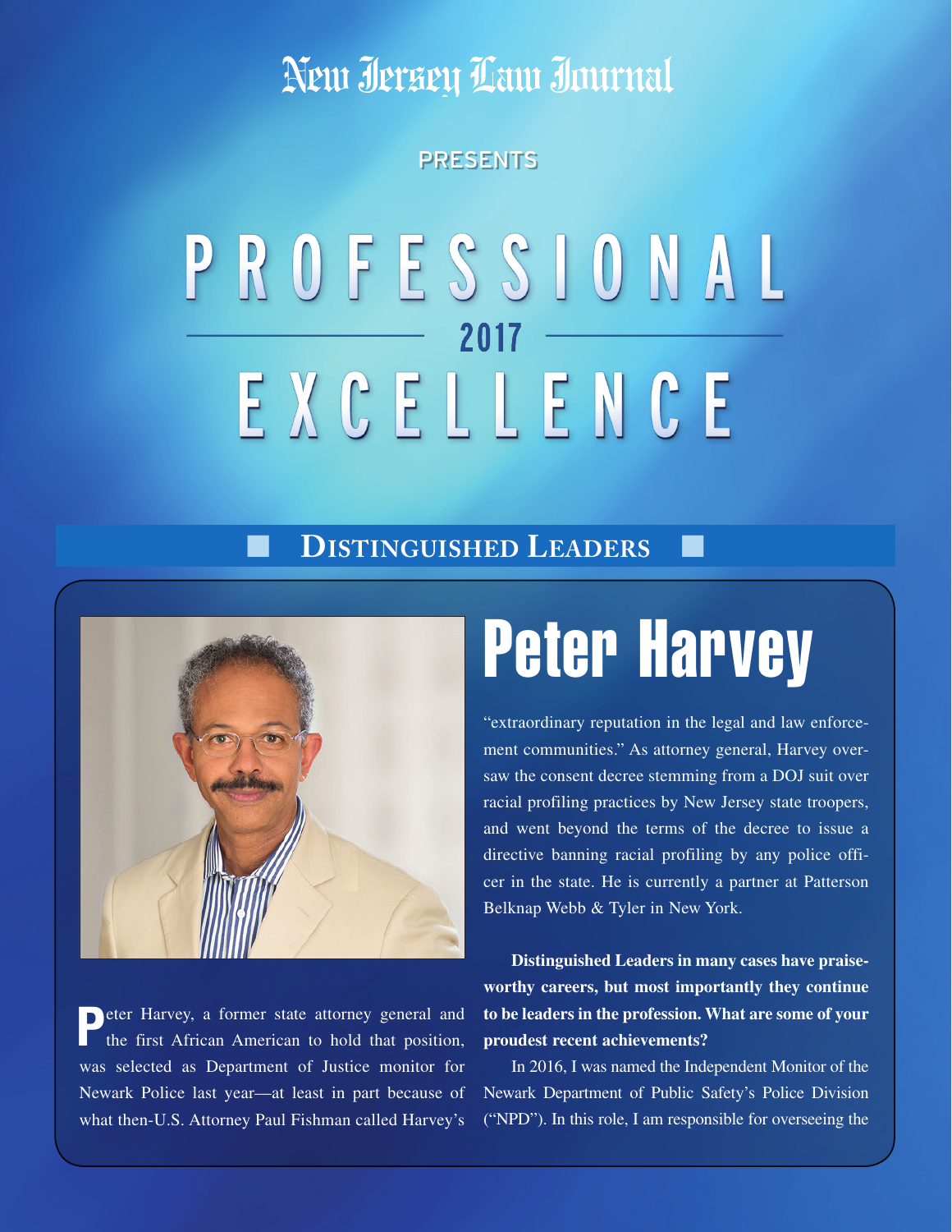New Jersey Law Journal

PRESENTS

# PROFESSIONAL 2017 EXCELLENCE

## Distinguished Leaders

# Peter Harvey

Peter Harvey, a former state attorney general and the first African American to hold that position, was selected as Department of Justice monitor for Newark Police last year—at least in part because of what then-U.S. Attorney Paul Fishman called Harvey's "extraordinary reputation in the legal and law enforcement communities." As attorney general, Harvey oversaw the consent decree stemming from a DOJ suit over racial profiling practices by New Jersey state troopers, and went beyond the terms of the decree to issue a directive banning racial profiling by any police officer in the state. He is currently a partner at Patterson Belknap Webb & Tyler in New York.

**Distinguished Leaders in many cases have praiseworthy careers, but most importantly they continue to be leaders in the profession. What are some of your proudest recent achievements?**

In 2016, I was named the Independent Monitor of the Newark Department of Public Safety's Police Division ("NPD"). In this role, I am responsible for overseeing the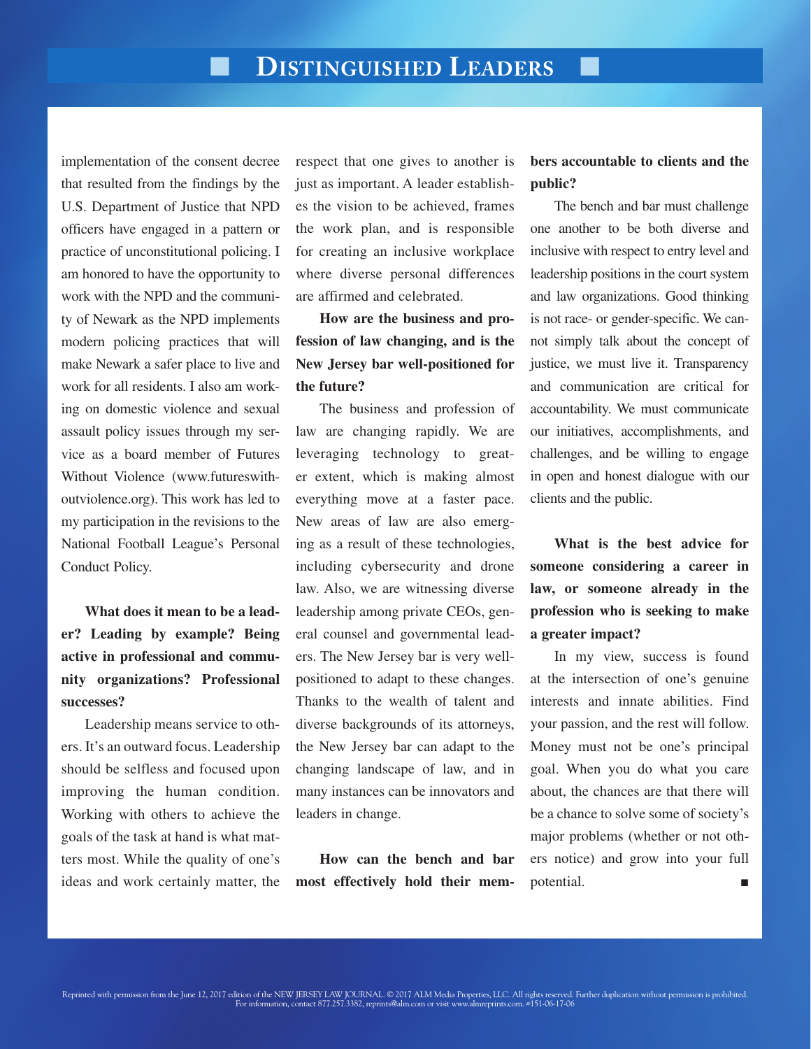implementation of the consent decree that resulted from the findings by the U.S. Department of Justice that NPD officers have engaged in a pattern or practice of unconstitutional policing. I am honored to have the opportunity to work with the NPD and the community of Newark as the NPD implements modern policing practices that will make Newark a safer place to live and work for all residents. I also am working on domestic violence and sexual assault policy issues through my service as a board member of Futures Without Violence (www.futureswithoutviolence.org). This work has led to my participation in the revisions to the National Football League's Personal Conduct Policy.

**What does it mean to be a leader? Leading by example? Being active in professional and community organizations? Professional successes?**

Leadership means service to others. It's an outward focus. Leadership should be selfless and focused upon improving the human condition. Working with others to achieve the goals of the task at hand is what matters most. While the quality of one's ideas and work certainly matter, the respect that one gives to another is just as important. A leader establishes the vision to be achieved, frames the work plan, and is responsible for creating an inclusive workplace where diverse personal differences are affirmed and celebrated.

**How are the business and profession of law changing, and is the New Jersey bar well-positioned for the future?**

The business and profession of law are changing rapidly. We are leveraging technology to greater extent, which is making almost everything move at a faster pace. New areas of law are also emerging as a result of these technologies, including cybersecurity and drone law. Also, we are witnessing diverse leadership among private CEOs, general counsel and governmental leaders. The New Jersey bar is very well-positioned to adapt to these changes. Thanks to the wealth of talent and diverse backgrounds of its attorneys, the New Jersey bar can adapt to the changing landscape of law, and in many instances can be innovators and leaders in change.

**How can the bench and bar most effectively hold their members accountable to clients and the public?**

The bench and bar must challenge one another to be both diverse and inclusive with respect to entry level and leadership positions in the court system and law organizations. Good thinking is not race- or gender-specific. We cannot simply talk about the concept of justice, we must live it. Transparency and communication are critical for accountability. We must communicate our initiatives, accomplishments, and challenges, and be willing to engage in open and honest dialogue with our clients and the public.

**What is the best advice for someone considering a career in law, or someone already in the profession who is seeking to make a greater impact?**

In my view, success is found at the intersection of one's genuine interests and innate abilities. Find your passion, and the rest will follow. Money must not be one's principal goal. When you do what you care about, the chances are that there will be a chance to solve some of society's major problems (whether or not others notice) and grow into your full potential. ■

Reprinted with permission from the June 12, 2017 edition of the NEW JERSEY LAW JOURNAL. © 2017 ALM Media Properties, LLC. All rights reserved. Further duplication without permission is prohibited. For information, contact 877.257.3382, reprints@alm.com or visit www.almreprints.com. #151-06-17-06